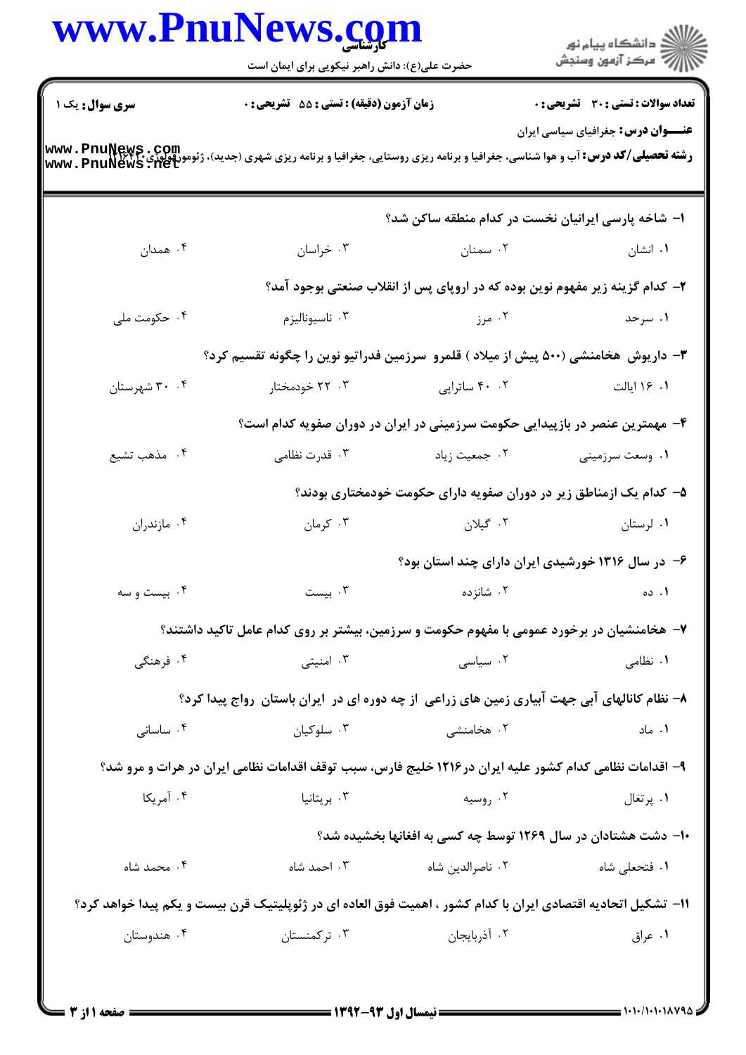**سری سوال:** یک ۱ | **زمان آزمون (دقیقه) : تستی : ۵۵ تشریحی : ۰** | **تعداد سوالات : تستی : ۳۰ تشریحی : ۰**

**عنـــوان درس:** جغرافیای سیاسی ایران

**رشته تحصیلی/کد درس:** آب و هوا شناسی، جغرافیا و برنامه ریزی روستایی، جغرافیا و برنامه ریزی شهری (جدید)، ژئومورفولوژی ۱۲۱۶۲۴۰

۱- شاخه پارسی ایرانیان نخست در کدام منطقه ساکن شد؟

۱. انشان
۲. سمنان
۳. خراسان
۴. همدان

۲- کدام گزینه زیر مفهوم نوین بوده که در اروپای پس از انقلاب صنعتی بوجود آمد؟

۱. سرحد
۲. مرز
۳. ناسیونالیزم
۴. حکومت ملی

۳- داریوش هخامنشی (۵۰۰ پیش از میلاد ) قلمرو سرزمین فدراتیو نوین را چگونه تقسیم کرد؟

۱. ۱۶ ایالت
۲. ۴۰ ساتراپی
۳. ۲۲ خودمختار
۴. ۳۰ شهرستان

۴- مهمترین عنصر در بازپیدایی حکومت سرزمینی در ایران در دوران صفویه کدام است؟

۱. وسعت سرزمینی
۲. جمعیت زیاد
۳. قدرت نظامی
۴. مذهب تشیع

۵- کدام یک ازمناطق زیر در دوران صفویه دارای حکومت خودمختاری بودند؟

۱. لرستان
۲. گیلان
۳. کرمان
۴. مازندران

۶- در سال ۱۳۱۶ خورشیدی ایران دارای چند استان بود؟

۱. ده
۲. شانزده
۳. بیست
۴. بیست و سه

۷- هخامنشیان در برخورد عمومی با مفهوم حکومت و سرزمین، بیشتر بر روی کدام عامل تاکید داشتند؟

۱. نظامی
۲. سیاسی
۳. امنیتی
۴. فرهنگی

۸- نظام کانالهای آبی جهت آبیاری زمین های زراعی از چه دوره ای در ایران باستان رواج پیدا کرد؟

۱. ماد
۲. هخامنشی
۳. سلوکیان
۴. ساسانی

۹- اقدامات نظامی کدام کشور علیه ایران در۱۲۱۶ خلیج فارس، سبب توقف اقدامات نظامی ایران در هرات و مرو شد؟

۱. پرتغال
۲. روسیه
۳. بریتانیا
۴. آمریکا

۱۰- دشت هشتادان در سال ۱۲۶۹ توسط چه کسی به افغانها بخشیده شد؟

۱. فتحعلی شاه
۲. ناصرالدین شاه
۳. احمد شاه
۴. محمد شاه

۱۱- تشکیل اتحادیه اقتصادی ایران با کدام کشور ، اهمیت فوق العاده ای در ژئوپلیتیک قرن بیست و یکم پیدا خواهد کرد؟

۱. عراق
۲. آذربایجان
۳. ترکمنستان
۴. هندوستان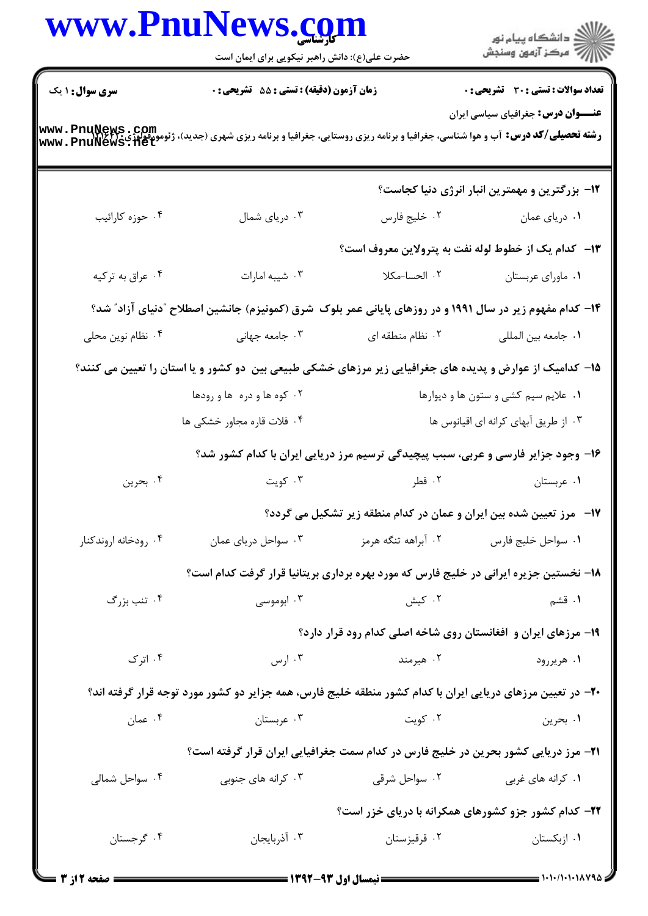**سری سوال:** ۱ یک

**زمان آزمون (دقیقه) : تستی : ۵۵ تشریحی : ۰**

**تعداد سوالات : تستی : ۳۰ تشریحی : ۰**

**عنـــوان درس:** جغرافیای سیاسی ایران

**رشته تحصیلی/کد درس:** آب و هوا شناسی، جغرافیا و برنامه ریزی روستایی، جغرافیا و برنامه ریزی شهری (جدید)، ژئومورفولوژی ۱۲۱۶۴۲۰

۱۲- بزرگترین و مهمترین انبار انرژی دنیا کجاست؟

۱. دریای عمان ۲. خلیج فارس ۳. دریای شمال ۴. حوزه کارائیب

۱۳- کدام یک از خطوط لوله نفت به پترولاین معروف است؟

۱. ماورای عربستان ۲. الحسا-مکلا ۳. شبیه امارات ۴. عراق به ترکیه

۱۴- کدام مفهوم زیر در سال ۱۹۹۱ و در روزهای پایانی عمر بلوک شرق (کمونیزم) جانشین اصطلاح "دنیای آزاد" شد؟

۱. جامعه بین المللی ۲. نظام منطقه ای ۳. جامعه جهانی ۴. نظام نوین محلی

۱۵- کدامیک از عوارض و پدیده های جغرافیایی زیر مرزهای خشکی طبیعی بین دو کشور و یا استان را تعیین می کنند؟

۱. علایم سیم کشی و ستون ها و دیوارها ۲. کوه ها و دره ها و رودها

۳. از طریق آبهای کرانه ای اقیانوس ها ۴. فلات قاره مجاور خشکی ها

۱۶- وجود جزایر فارسی و عربی، سبب پیچیدگی ترسیم مرز دریایی ایران با کدام کشور شد؟

۱. عربستان ۲. قطر ۳. کویت ۴. بحرین

۱۷- مرز تعیین شده بین ایران و عمان در کدام منطقه زیر تشکیل می گردد؟

۱. سواحل خلیج فارس ۲. آبراهه تنگه هرمز ۳. سواحل دریای عمان ۴. رودخانه اروندکنار

۱۸- نخستین جزیره ایرانی در خلیج فارس که مورد بهره برداری بریتانیا قرار گرفت کدام است؟

۱. قشم ۲. کیش ۳. ابوموسی ۴. تنب بزرگ

۱۹- مرزهای ایران و افغانستان روی شاخه اصلی کدام رود قرار دارد؟

۱. هریررود ۲. هیرمند ۳. ارس ۴. اترک

۲۰- در تعیین مرزهای دریایی ایران با کدام کشور منطقه خلیج فارس، همه جزایر دو کشور مورد توجه قرار گرفته اند؟

۱. بحرین ۲. کویت ۳. عربستان ۴. عمان

۲۱- مرز دریایی کشور بحرین در خلیج فارس در کدام سمت جغرافیایی ایران قرار گرفته است؟

۱. کرانه های غربی ۲. سواحل شرقی ۳. کرانه های جنوبی ۴. سواحل شمالی

۲۲- کدام کشور جزو کشورهای همکرانه با دریای خزر است؟

۱. ازبکستان ۲. قرقیزستان ۳. آذربایجان ۴. گرجستان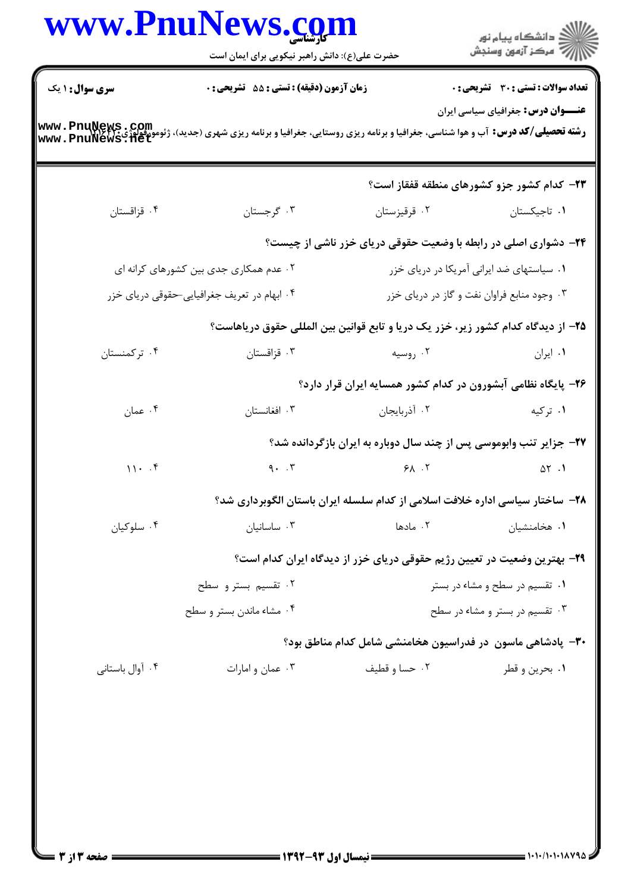**سری سوال:** ۱ یک

**زمان آزمون (دقیقه) : تستی :** ۵۵ **تشریحی :** ۰

**تعداد سوالات : تستی :** ۳۰ **تشریحی :** ۰

**عنـــوان درس:** جغرافیای سیاسی ایران

**رشته تحصیلی/کد درس:** آب و هوا شناسی، جغرافیا و برنامه ریزی روستایی، جغرافیا و برنامه ریزی شهری (جدید)، ژئومورفولوژی ۱۲۱۶۴۲۰

۲۳- کدام کشور جزو کشورهای منطقه قفقاز است؟

۱. تاجیکستان
۲. قرقیزستان
۳. گرجستان
۴. قزاقستان

۲۴- دشواری اصلی در رابطه با وضعیت حقوقی دریای خزر ناشی از چیست؟

۱. سیاستهای ضد ایرانی آمریکا در دریای خزر
۲. عدم همکاری جدی بین کشورهای کرانه ای
۳. وجود منابع فراوان نفت و گاز در دریای خزر
۴. ابهام در تعریف جغرافیایی-حقوقی دریای خزر

۲۵- از دیدگاه کدام کشور زیر، خزر یک دریا و تابع قوانین بین المللی حقوق دریاهاست؟

۱. ایران
۲. روسیه
۳. قزاقستان
۴. ترکمنستان

۲۶- پایگاه نظامی آبشورون در کدام کشور همسایه ایران قرار دارد؟

۱. ترکیه
۲. آذربایجان
۳. افغانستان
۴. عمان

۲۷- جزایر تنب وابوموسی پس از چند سال دوباره به ایران بازگردانده شد؟

۱. ۵۲
۲. ۶۸
۳. ۹۰
۴. ۱۱۰

۲۸- ساختار سیاسی اداره خلافت اسلامی از کدام سلسله ایران باستان الگوبرداری شد؟

۱. هخامنشیان
۲. مادها
۳. ساسانیان
۴. سلوکیان

۲۹- بهترین وضعیت در تعیین رژیم حقوقی دریای خزر از دیدگاه ایران کدام است؟

۱. تقسیم در سطح و مشاء در بستر
۲. تقسیم بستر و سطح
۳. تقسیم در بستر و مشاء در سطح
۴. مشاء ماندن بستر و سطح

۳۰- پادشاهی ماسون در فدراسیون هخامنشی شامل کدام مناطق بود؟

۱. بحرین و قطر
۲. حسا و قطیف
۳. عمان و امارات
۴. آوال باستانی